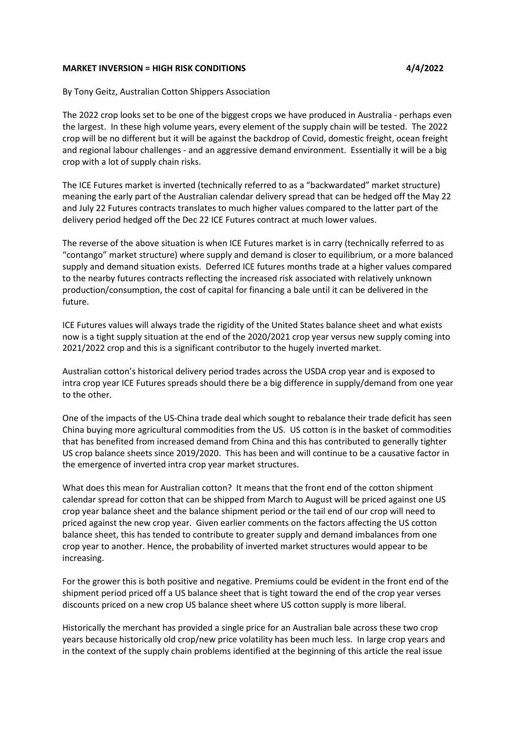**MARKET INVERSION = HIGH RISK CONDITIONS** **4/4/2022**

By Tony Geitz, Australian Cotton Shippers Association

The 2022 crop looks set to be one of the biggest crops we have produced in Australia - perhaps even the largest. In these high volume years, every element of the supply chain will be tested. The 2022 crop will be no different but it will be against the backdrop of Covid, domestic freight, ocean freight and regional labour challenges - and an aggressive demand environment. Essentially it will be a big crop with a lot of supply chain risks.

The ICE Futures market is inverted (technically referred to as a "backwardated" market structure) meaning the early part of the Australian calendar delivery spread that can be hedged off the May 22 and July 22 Futures contracts translates to much higher values compared to the latter part of the delivery period hedged off the Dec 22 ICE Futures contract at much lower values.

The reverse of the above situation is when ICE Futures market is in carry (technically referred to as "contango" market structure) where supply and demand is closer to equilibrium, or a more balanced supply and demand situation exists. Deferred ICE futures months trade at a higher values compared to the nearby futures contracts reflecting the increased risk associated with relatively unknown production/consumption, the cost of capital for financing a bale until it can be delivered in the future.

ICE Futures values will always trade the rigidity of the United States balance sheet and what exists now is a tight supply situation at the end of the 2020/2021 crop year versus new supply coming into 2021/2022 crop and this is a significant contributor to the hugely inverted market.

Australian cotton's historical delivery period trades across the USDA crop year and is exposed to intra crop year ICE Futures spreads should there be a big difference in supply/demand from one year to the other.

One of the impacts of the US-China trade deal which sought to rebalance their trade deficit has seen China buying more agricultural commodities from the US. US cotton is in the basket of commodities that has benefited from increased demand from China and this has contributed to generally tighter US crop balance sheets since 2019/2020. This has been and will continue to be a causative factor in the emergence of inverted intra crop year market structures.

What does this mean for Australian cotton? It means that the front end of the cotton shipment calendar spread for cotton that can be shipped from March to August will be priced against one US crop year balance sheet and the balance shipment period or the tail end of our crop will need to priced against the new crop year. Given earlier comments on the factors affecting the US cotton balance sheet, this has tended to contribute to greater supply and demand imbalances from one crop year to another. Hence, the probability of inverted market structures would appear to be increasing.

For the grower this is both positive and negative. Premiums could be evident in the front end of the shipment period priced off a US balance sheet that is tight toward the end of the crop year verses discounts priced on a new crop US balance sheet where US cotton supply is more liberal.

Historically the merchant has provided a single price for an Australian bale across these two crop years because historically old crop/new price volatility has been much less. In large crop years and in the context of the supply chain problems identified at the beginning of this article the real issue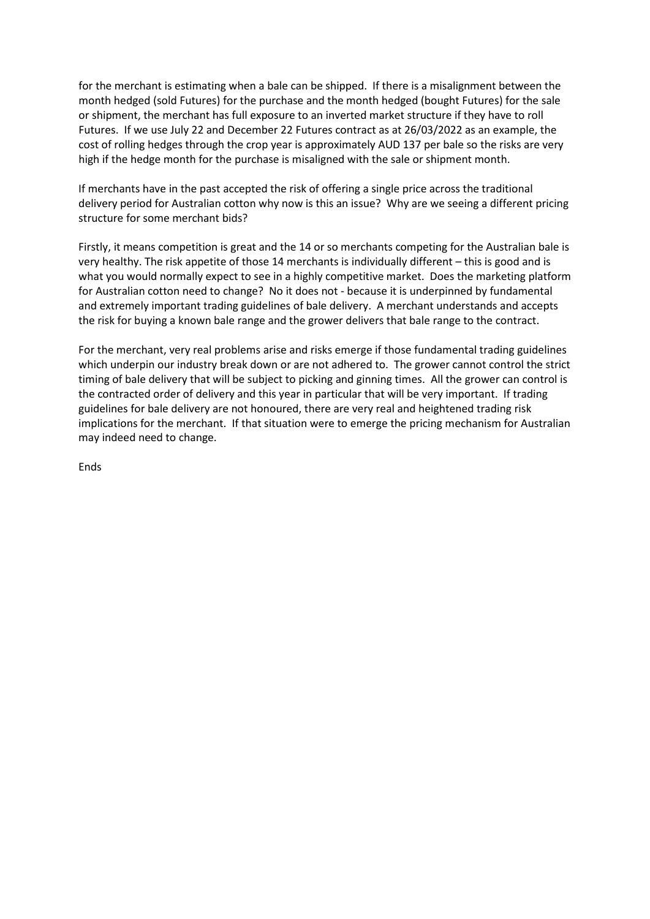for the merchant is estimating when a bale can be shipped. If there is a misalignment between the month hedged (sold Futures) for the purchase and the month hedged (bought Futures) for the sale or shipment, the merchant has full exposure to an inverted market structure if they have to roll Futures. If we use July 22 and December 22 Futures contract as at 26/03/2022 as an example, the cost of rolling hedges through the crop year is approximately AUD 137 per bale so the risks are very high if the hedge month for the purchase is misaligned with the sale or shipment month.

If merchants have in the past accepted the risk of offering a single price across the traditional delivery period for Australian cotton why now is this an issue? Why are we seeing a different pricing structure for some merchant bids?

Firstly, it means competition is great and the 14 or so merchants competing for the Australian bale is very healthy. The risk appetite of those 14 merchants is individually different – this is good and is what you would normally expect to see in a highly competitive market. Does the marketing platform for Australian cotton need to change? No it does not - because it is underpinned by fundamental and extremely important trading guidelines of bale delivery. A merchant understands and accepts the risk for buying a known bale range and the grower delivers that bale range to the contract.

For the merchant, very real problems arise and risks emerge if those fundamental trading guidelines which underpin our industry break down or are not adhered to. The grower cannot control the strict timing of bale delivery that will be subject to picking and ginning times. All the grower can control is the contracted order of delivery and this year in particular that will be very important. If trading guidelines for bale delivery are not honoured, there are very real and heightened trading risk implications for the merchant. If that situation were to emerge the pricing mechanism for Australian may indeed need to change.

Ends